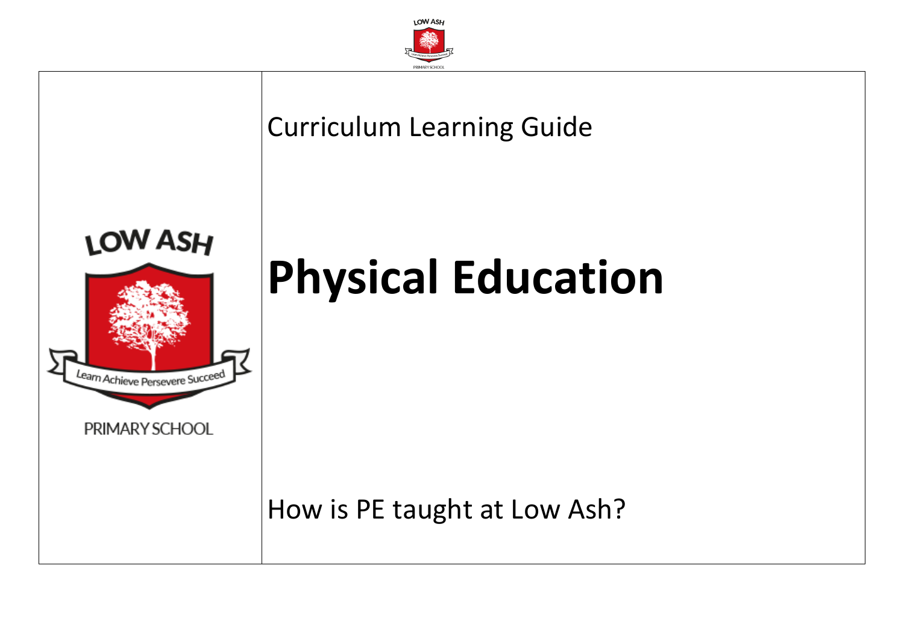Curriculum Learning Guide

# Physical Education

How is PE taught at Low Ash?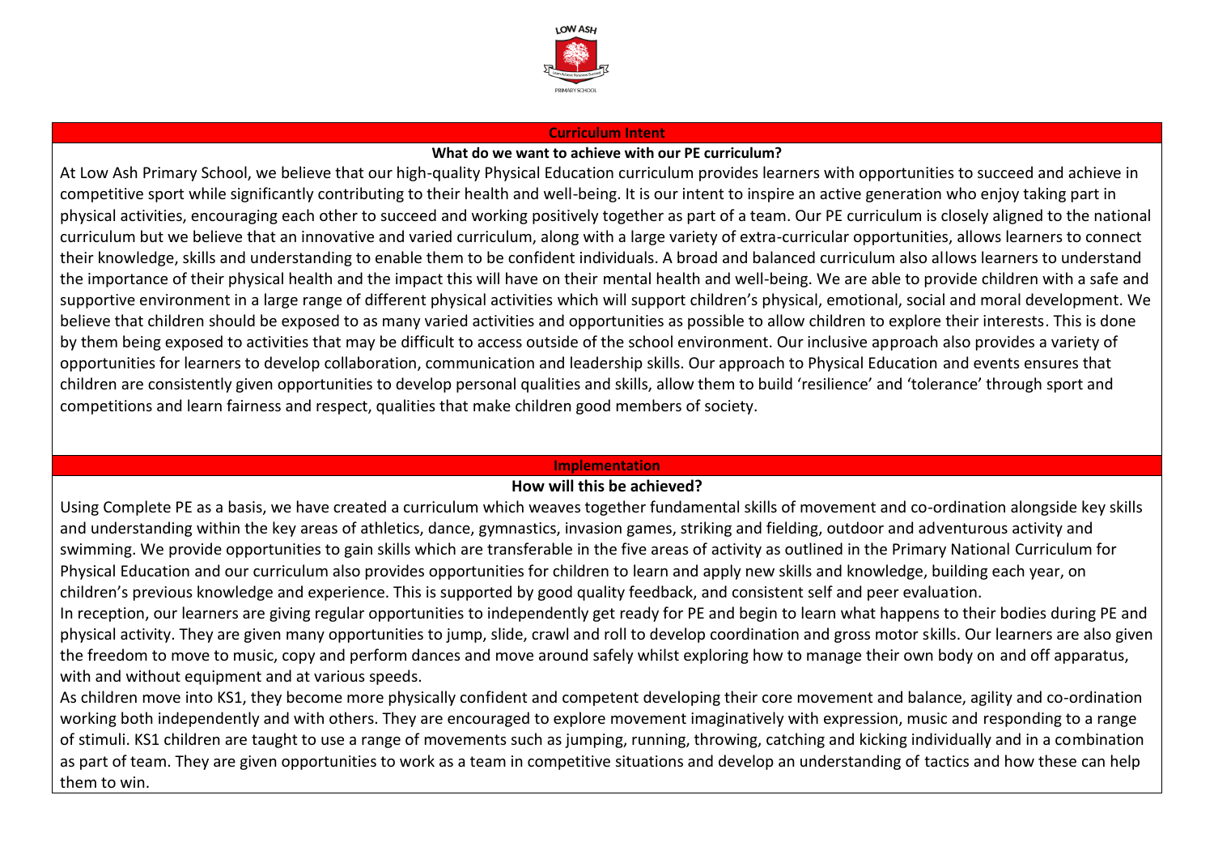## Curriculum Intent

### What do we want to achieve with our PE curriculum?

At Low Ash Primary School, we believe that our high-quality Physical Education curriculum provides learners with opportunities to succeed and achieve in competitive sport while significantly contributing to their health and well-being. It is our intent to inspire an active generation who enjoy taking part in physical activities, encouraging each other to succeed and working positively together as part of a team. Our PE curriculum is closely aligned to the national curriculum but we believe that an innovative and varied curriculum, along with a large variety of extra-curricular opportunities, allows learners to connect their knowledge, skills and understanding to enable them to be confident individuals. A broad and balanced curriculum also allows learners to understand the importance of their physical health and the impact this will have on their mental health and well-being. We are able to provide children with a safe and supportive environment in a large range of different physical activities which will support children's physical, emotional, social and moral development. We believe that children should be exposed to as many varied activities and opportunities as possible to allow children to explore their interests. This is done by them being exposed to activities that may be difficult to access outside of the school environment. Our inclusive approach also provides a variety of opportunities for learners to develop collaboration, communication and leadership skills. Our approach to Physical Education and events ensures that children are consistently given opportunities to develop personal qualities and skills, allow them to build 'resilience' and 'tolerance' through sport and competitions and learn fairness and respect, qualities that make children good members of society.

## Implementation

### How will this be achieved?

Using Complete PE as a basis, we have created a curriculum which weaves together fundamental skills of movement and co-ordination alongside key skills and understanding within the key areas of athletics, dance, gymnastics, invasion games, striking and fielding, outdoor and adventurous activity and swimming. We provide opportunities to gain skills which are transferable in the five areas of activity as outlined in the Primary National Curriculum for Physical Education and our curriculum also provides opportunities for children to learn and apply new skills and knowledge, building each year, on children's previous knowledge and experience. This is supported by good quality feedback, and consistent self and peer evaluation.

In reception, our learners are giving regular opportunities to independently get ready for PE and begin to learn what happens to their bodies during PE and physical activity. They are given many opportunities to jump, slide, crawl and roll to develop coordination and gross motor skills. Our learners are also given the freedom to move to music, copy and perform dances and move around safely whilst exploring how to manage their own body on and off apparatus, with and without equipment and at various speeds.

As children move into KS1, they become more physically confident and competent developing their core movement and balance, agility and co-ordination working both independently and with others. They are encouraged to explore movement imaginatively with expression, music and responding to a range of stimuli. KS1 children are taught to use a range of movements such as jumping, running, throwing, catching and kicking individually and in a combination as part of team. They are given opportunities to work as a team in competitive situations and develop an understanding of tactics and how these can help them to win.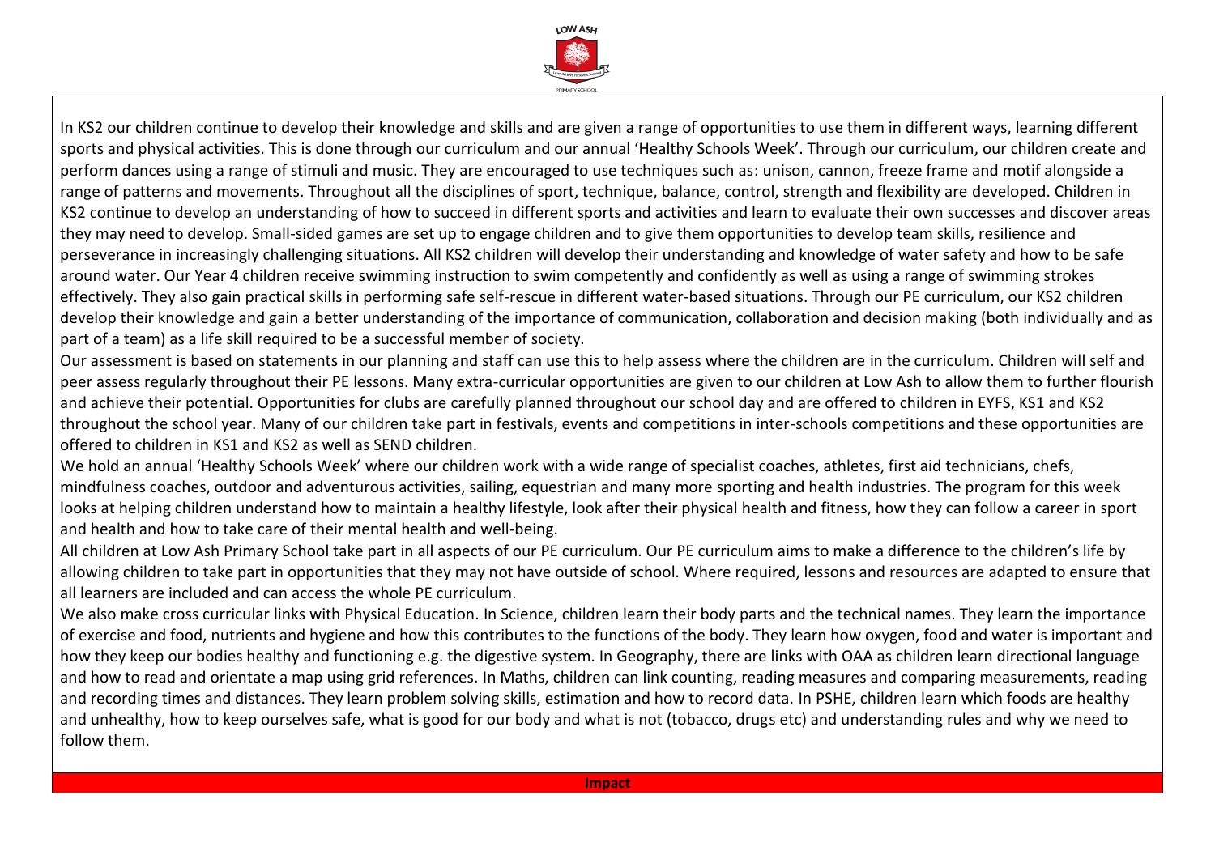In KS2 our children continue to develop their knowledge and skills and are given a range of opportunities to use them in different ways, learning different sports and physical activities. This is done through our curriculum and our annual 'Healthy Schools Week'. Through our curriculum, our children create and perform dances using a range of stimuli and music. They are encouraged to use techniques such as: unison, cannon, freeze frame and motif alongside a range of patterns and movements. Throughout all the disciplines of sport, technique, balance, control, strength and flexibility are developed. Children in KS2 continue to develop an understanding of how to succeed in different sports and activities and learn to evaluate their own successes and discover areas they may need to develop. Small-sided games are set up to engage children and to give them opportunities to develop team skills, resilience and perseverance in increasingly challenging situations. All KS2 children will develop their understanding and knowledge of water safety and how to be safe around water. Our Year 4 children receive swimming instruction to swim competently and confidently as well as using a range of swimming strokes effectively. They also gain practical skills in performing safe self-rescue in different water-based situations. Through our PE curriculum, our KS2 children develop their knowledge and gain a better understanding of the importance of communication, collaboration and decision making (both individually and as part of a team) as a life skill required to be a successful member of society.

Our assessment is based on statements in our planning and staff can use this to help assess where the children are in the curriculum. Children will self and peer assess regularly throughout their PE lessons. Many extra-curricular opportunities are given to our children at Low Ash to allow them to further flourish and achieve their potential. Opportunities for clubs are carefully planned throughout our school day and are offered to children in EYFS, KS1 and KS2 throughout the school year. Many of our children take part in festivals, events and competitions in inter-schools competitions and these opportunities are offered to children in KS1 and KS2 as well as SEND children.

We hold an annual 'Healthy Schools Week' where our children work with a wide range of specialist coaches, athletes, first aid technicians, chefs, mindfulness coaches, outdoor and adventurous activities, sailing, equestrian and many more sporting and health industries. The program for this week looks at helping children understand how to maintain a healthy lifestyle, look after their physical health and fitness, how they can follow a career in sport and health and how to take care of their mental health and well-being.

All children at Low Ash Primary School take part in all aspects of our PE curriculum. Our PE curriculum aims to make a difference to the children's life by allowing children to take part in opportunities that they may not have outside of school. Where required, lessons and resources are adapted to ensure that all learners are included and can access the whole PE curriculum.

We also make cross curricular links with Physical Education. In Science, children learn their body parts and the technical names. They learn the importance of exercise and food, nutrients and hygiene and how this contributes to the functions of the body. They learn how oxygen, food and water is important and how they keep our bodies healthy and functioning e.g. the digestive system. In Geography, there are links with OAA as children learn directional language and how to read and orientate a map using grid references. In Maths, children can link counting, reading measures and comparing measurements, reading and recording times and distances. They learn problem solving skills, estimation and how to record data. In PSHE, children learn which foods are healthy and unhealthy, how to keep ourselves safe, what is good for our body and what is not (tobacco, drugs etc) and understanding rules and why we need to follow them.

## Impact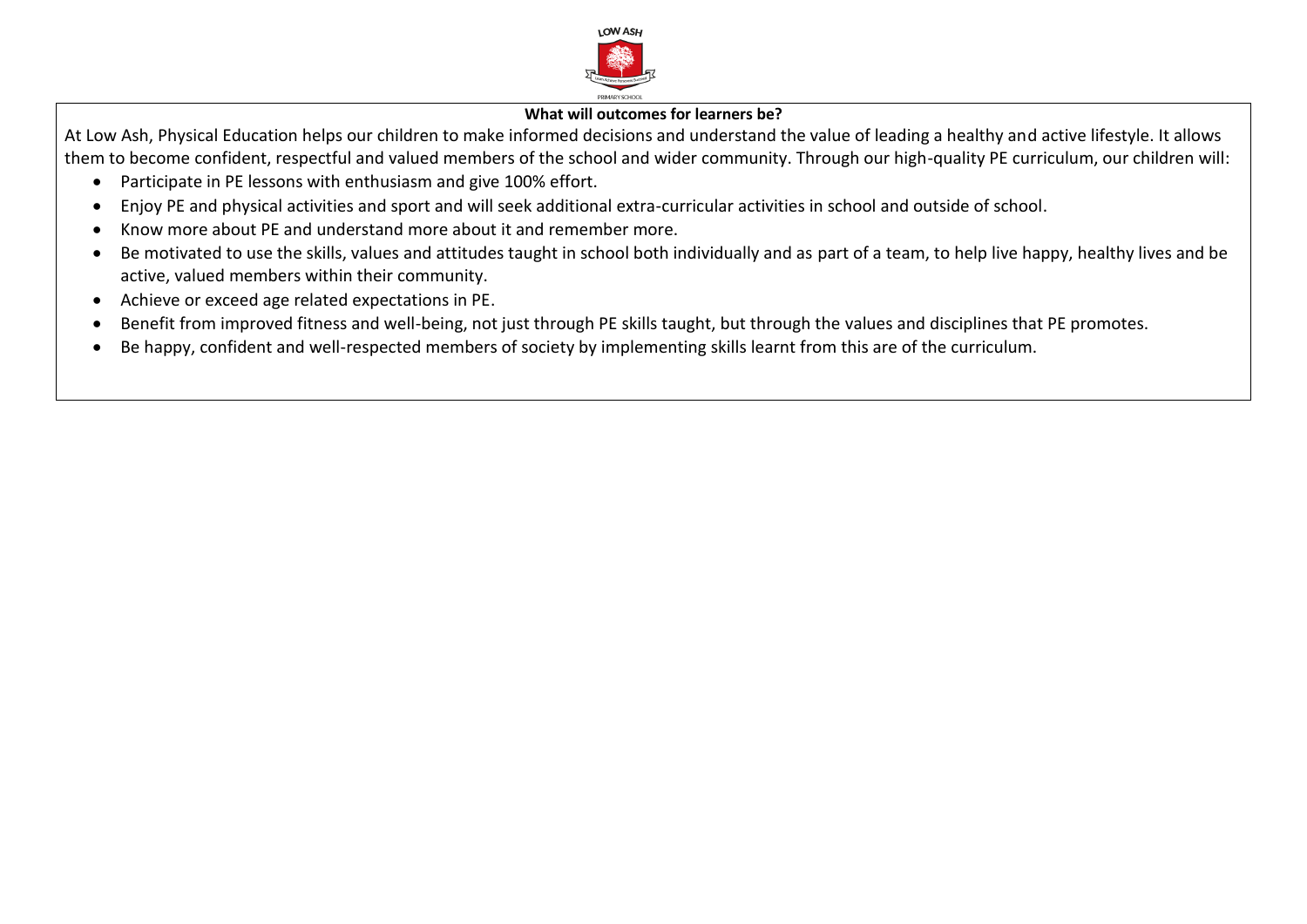**What will outcomes for learners be?**

At Low Ash, Physical Education helps our children to make informed decisions and understand the value of leading a healthy and active lifestyle. It allows them to become confident, respectful and valued members of the school and wider community. Through our high-quality PE curriculum, our children will:

- Participate in PE lessons with enthusiasm and give 100% effort.
- Enjoy PE and physical activities and sport and will seek additional extra-curricular activities in school and outside of school.
- Know more about PE and understand more about it and remember more.
- Be motivated to use the skills, values and attitudes taught in school both individually and as part of a team, to help live happy, healthy lives and be active, valued members within their community.
- Achieve or exceed age related expectations in PE.
- Benefit from improved fitness and well-being, not just through PE skills taught, but through the values and disciplines that PE promotes.
- Be happy, confident and well-respected members of society by implementing skills learnt from this are of the curriculum.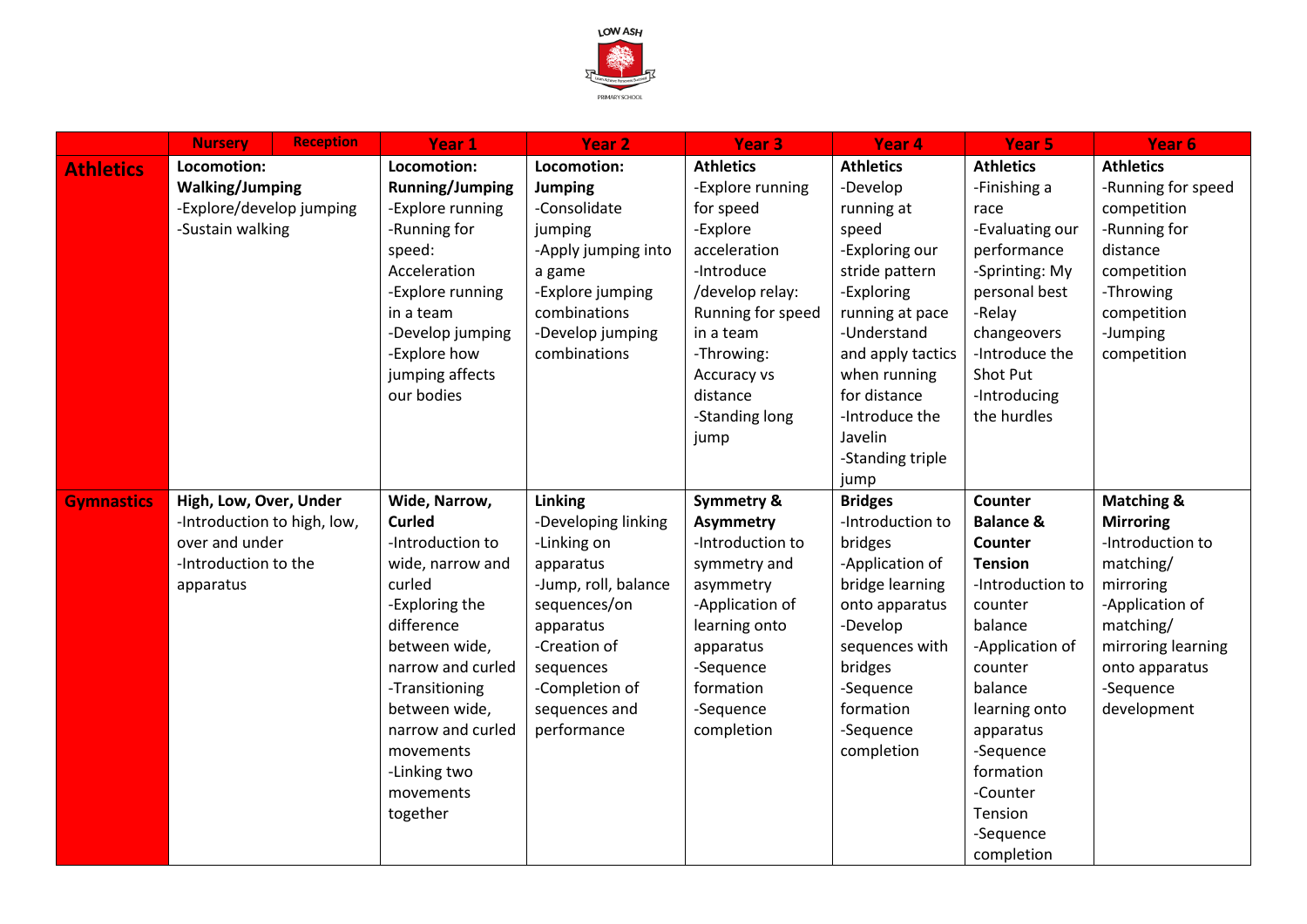| | Nursery | Reception | Year 1 | Year 2 | Year 3 | Year 4 | Year 5 | Year 6 |
|---|---|---|---|---|---|---|---|---|
| **Athletics** | **Locomotion: Walking/Jumping**<br>-Explore/develop jumping<br>-Sustain walking | | **Locomotion: Running/Jumping**<br>-Explore running<br>-Running for speed: Acceleration<br>-Explore running in a team<br>-Develop jumping<br>-Explore how jumping affects our bodies | **Locomotion: Jumping**<br>-Consolidate jumping<br>-Apply jumping into a game<br>-Explore jumping combinations<br>-Develop jumping combinations | **Athletics**<br>-Explore running for speed<br>-Explore acceleration<br>-Introduce /develop relay: Running for speed in a team<br>-Throwing: Accuracy vs distance<br>-Standing long jump | **Athletics**<br>-Develop running at speed<br>-Exploring our stride pattern<br>-Exploring running at pace<br>-Understand and apply tactics when running for distance<br>-Introduce the Javelin<br>-Standing triple jump | **Athletics**<br>-Finishing a race<br>-Evaluating our performance<br>-Sprinting: My personal best<br>-Relay changeovers<br>-Introduce the Shot Put<br>-Introducing the hurdles | **Athletics**<br>-Running for speed competition<br>-Running for distance competition<br>-Throwing competition<br>-Jumping competition |
| **Gymnastics** | **High, Low, Over, Under**<br>-Introduction to high, low, over and under<br>-Introduction to the apparatus | | **Wide, Narrow, Curled**<br>-Introduction to wide, narrow and curled<br>-Exploring the difference between wide, narrow and curled<br>-Transitioning between wide, narrow and curled movements<br>-Linking two movements together | **Linking**<br>-Developing linking<br>-Linking on apparatus<br>-Jump, roll, balance sequences/on apparatus<br>-Creation of sequences<br>-Completion of sequences and performance | **Symmetry & Asymmetry**<br>-Introduction to symmetry and asymmetry<br>-Application of learning onto apparatus<br>-Sequence formation<br>-Sequence completion | **Bridges**<br>-Introduction to bridges<br>-Application of bridge learning onto apparatus<br>-Develop sequences with bridges<br>-Sequence formation<br>-Sequence completion | **Counter Balance & Counter Tension**<br>-Introduction to counter balance<br>-Application of counter balance learning onto apparatus<br>-Sequence formation<br>-Counter Tension<br>-Sequence completion | **Matching & Mirroring**<br>-Introduction to matching/ mirroring<br>-Application of matching/ mirroring learning onto apparatus<br>-Sequence development |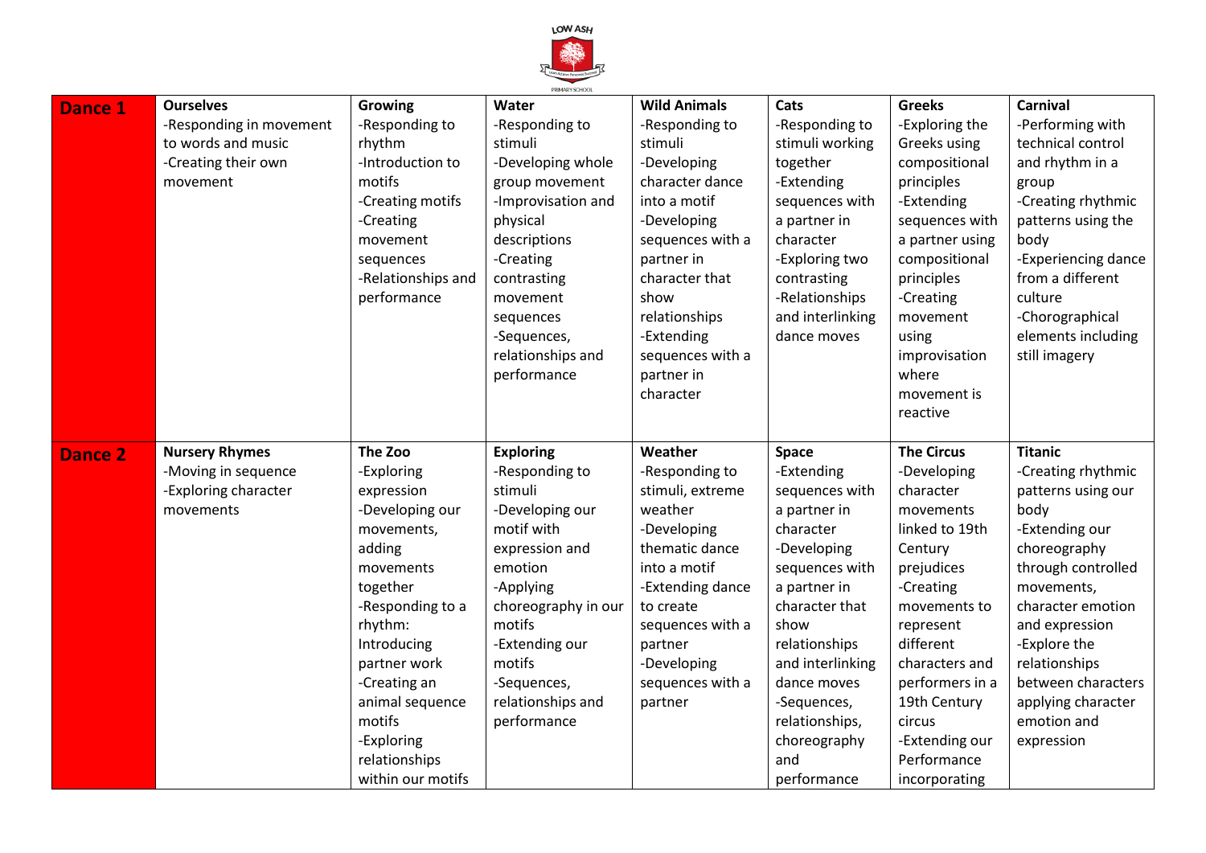| | | | | | | | |
|---|---|---|---|---|---|---|---|
| **Dance 1** | **Ourselves**<br>-Responding in movement to words and music<br>-Creating their own movement | **Growing**<br>-Responding to rhythm<br>-Introduction to motifs<br>-Creating motifs<br>-Creating movement sequences<br>-Relationships and performance | **Water**<br>-Responding to stimuli<br>-Developing whole group movement<br>-Improvisation and physical descriptions<br>-Creating contrasting movement sequences<br>-Sequences, relationships and performance | **Wild Animals**<br>-Responding to stimuli<br>-Developing character dance into a motif<br>-Developing sequences with a partner in character that show relationships<br>-Extending sequences with a partner in character | **Cats**<br>-Responding to stimuli working together<br>-Extending sequences with a partner in character<br>-Exploring two contrasting<br>-Relationships and interlinking dance moves | **Greeks**<br>-Exploring the Greeks using compositional principles<br>-Extending sequences with a partner using compositional principles<br>-Creating movement using improvisation where movement is reactive | **Carnival**<br>-Performing with technical control and rhythm in a group<br>-Creating rhythmic patterns using the body<br>-Experiencing dance from a different culture<br>-Chorographical elements including still imagery |
| **Dance 2** | **Nursery Rhymes**<br>-Moving in sequence<br>-Exploring character movements | **The Zoo**<br>-Exploring expression<br>-Developing our movements, adding movements together<br>-Responding to a rhythm: Introducing partner work<br>-Creating an animal sequence motifs<br>-Exploring relationships within our motifs | **Exploring**<br>-Responding to stimuli<br>-Developing our motif with expression and emotion<br>-Applying choreography in our motifs<br>-Extending our motifs<br>-Sequences, relationships and performance | **Weather**<br>-Responding to stimuli, extreme weather<br>-Developing thematic dance into a motif<br>-Extending dance to create sequences with a partner<br>-Developing sequences with a partner | **Space**<br>-Extending sequences with a partner in character<br>-Developing sequences with a partner in character that show relationships and interlinking dance moves<br>-Sequences, relationships, choreography and performance | **The Circus**<br>-Developing character movements linked to 19th Century prejudices<br>-Creating movements to represent different characters and performers in a 19th Century circus<br>-Extending our Performance incorporating | **Titanic**<br>-Creating rhythmic patterns using our body<br>-Extending our choreography through controlled movements, character emotion and expression<br>-Explore the relationships between characters applying character emotion and expression |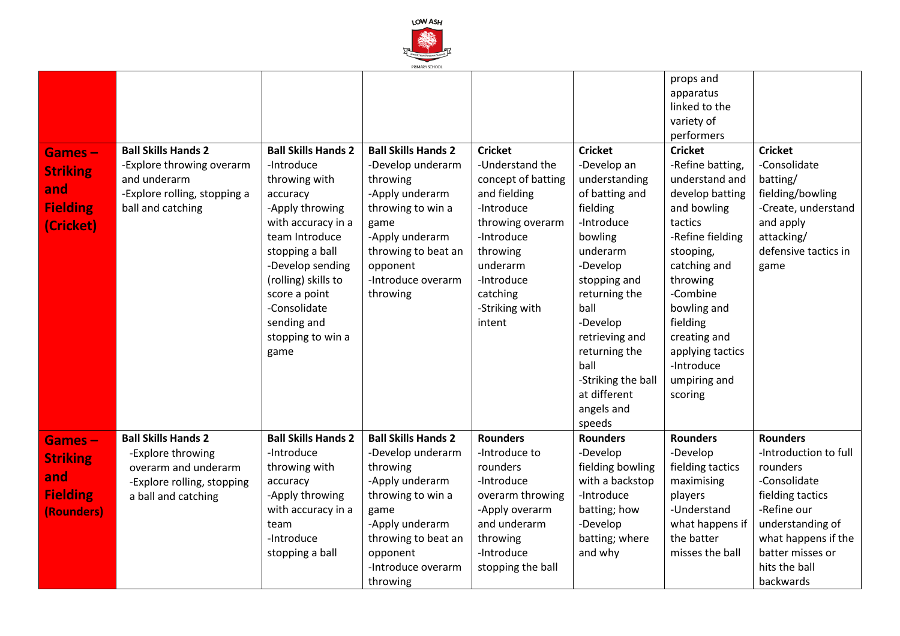|  |  |  |  |  |  |  |  |
|---|---|---|---|---|---|---|---|
|  |  |  |  |  |  | props and apparatus linked to the variety of performers |  |
| **Games – Striking and Fielding (Cricket)** | **Ball Skills Hands 2** -Explore throwing overarm and underarm -Explore rolling, stopping a ball and catching | **Ball Skills Hands 2** -Introduce throwing with accuracy -Apply throwing with accuracy in a team Introduce stopping a ball -Develop sending (rolling) skills to score a point -Consolidate sending and stopping to win a game | **Ball Skills Hands 2** -Develop underarm throwing -Apply underarm throwing to win a game -Apply underarm throwing to beat an opponent -Introduce overarm throwing | **Cricket** -Understand the concept of batting and fielding -Introduce throwing overarm -Introduce throwing underarm -Introduce catching -Striking with intent | **Cricket** -Develop an understanding of batting and fielding -Introduce bowling underarm -Develop stopping and returning the ball -Develop retrieving and returning the ball -Striking the ball at different angels and speeds | **Cricket** -Refine batting, understand and develop batting and bowling tactics -Refine fielding stooping, catching and throwing -Combine bowling and fielding creating and applying tactics -Introduce umpiring and scoring | **Cricket** -Consolidate batting/ fielding/bowling -Create, understand and apply attacking/ defensive tactics in game |
| **Games – Striking and Fielding (Rounders)** | **Ball Skills Hands 2** -Explore throwing overarm and underarm -Explore rolling, stopping a ball and catching | **Ball Skills Hands 2** -Introduce throwing with accuracy -Apply throwing with accuracy in a team -Introduce stopping a ball | **Ball Skills Hands 2** -Develop underarm throwing -Apply underarm throwing to win a game -Apply underarm throwing to beat an opponent -Introduce overarm throwing | **Rounders** -Introduce to rounders -Introduce overarm throwing -Apply overarm and underarm throwing -Introduce stopping the ball | **Rounders** -Develop fielding bowling with a backstop -Introduce batting; how -Develop batting; where and why | **Rounders** -Develop fielding tactics maximising players -Understand what happens if the batter misses the ball | **Rounders** -Introduction to full rounders -Consolidate fielding tactics -Refine our understanding of what happens if the batter misses or hits the ball backwards |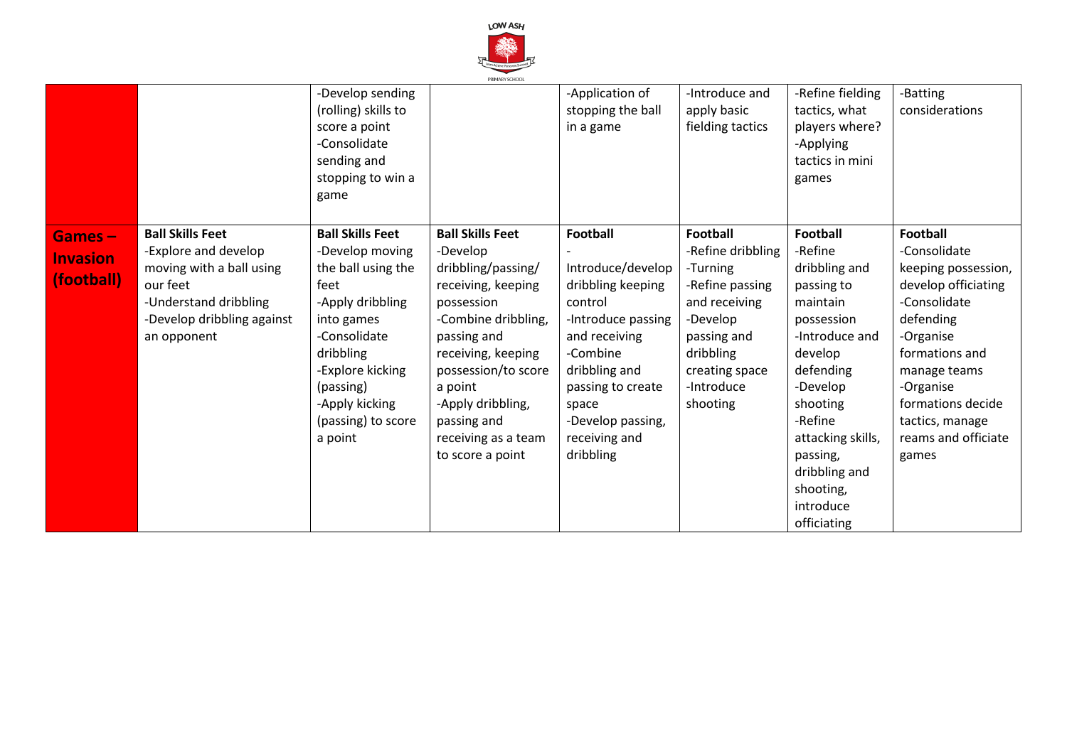| | | | | | | | |
|---|---|---|---|---|---|---|---|
| | | -Develop sending (rolling) skills to score a point<br>-Consolidate sending and stopping to win a game | | -Application of stopping the ball in a game | -Introduce and apply basic fielding tactics | -Refine fielding tactics, what players where?<br>-Applying tactics in mini games | -Batting considerations |
| **Games – Invasion (football)** | **Ball Skills Feet**<br>-Explore and develop moving with a ball using our feet<br>-Understand dribbling<br>-Develop dribbling against an opponent | **Ball Skills Feet**<br>-Develop moving the ball using the feet<br>-Apply dribbling into games<br>-Consolidate dribbling<br>-Explore kicking (passing)<br>-Apply kicking (passing) to score a point | **Ball Skills Feet**<br>-Develop dribbling/passing/ receiving, keeping possession<br>-Combine dribbling, passing and receiving, keeping possession/to score a point<br>-Apply dribbling, passing and receiving as a team to score a point | **Football**<br>-Introduce/develop dribbling keeping control<br>-Introduce passing and receiving<br>-Combine dribbling and passing to create space<br>-Develop passing, receiving and dribbling | **Football**<br>-Refine dribbling<br>-Turning<br>-Refine passing and receiving<br>-Develop passing and dribbling creating space<br>-Introduce shooting | **Football**<br>-Refine dribbling and passing to maintain possession<br>-Introduce and develop defending<br>-Develop shooting<br>-Refine attacking skills, passing, dribbling and shooting, introduce officiating | **Football**<br>-Consolidate keeping possession, develop officiating<br>-Consolidate defending<br>-Organise formations and manage teams<br>-Organise formations decide tactics, manage reams and officiate games |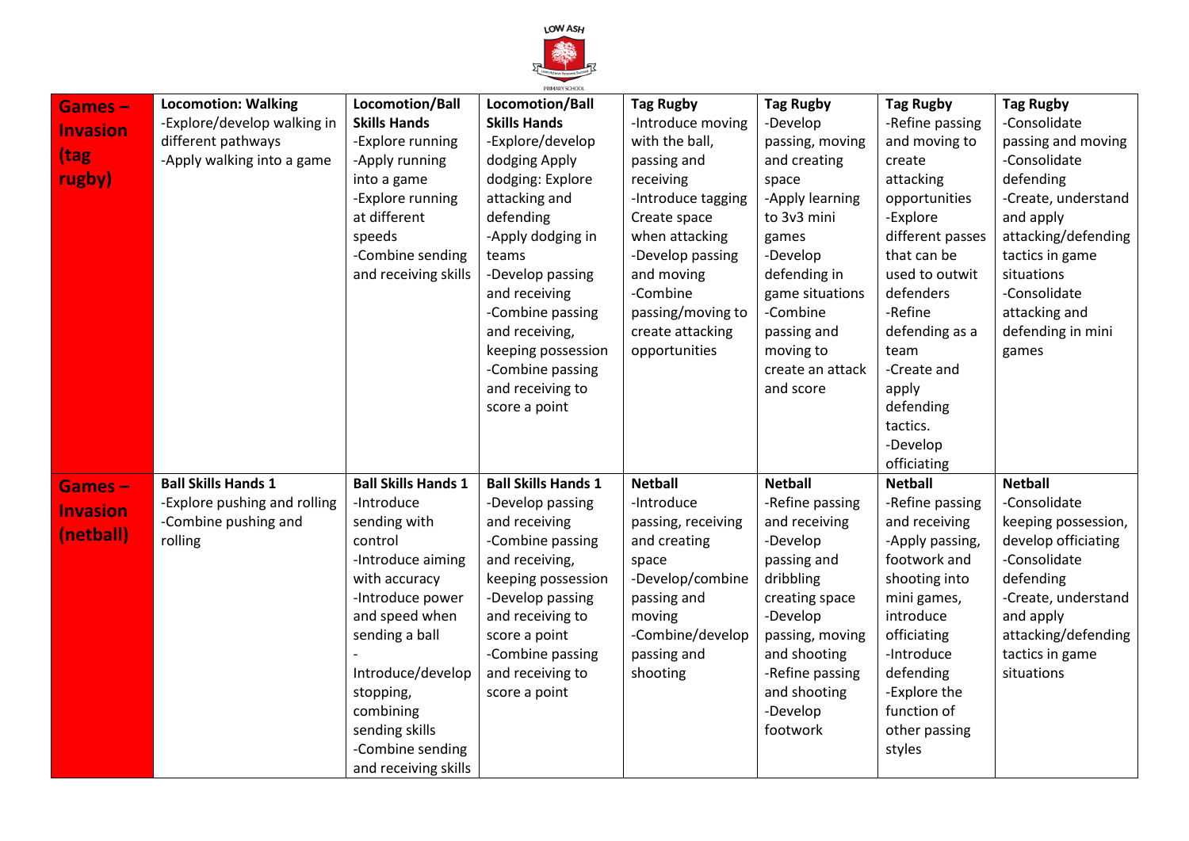| Games – Invasion (tag rugby) | **Locomotion: Walking** -Explore/develop walking in different pathways -Apply walking into a game | **Locomotion/Ball Skills Hands** -Explore running -Apply running into a game -Explore running at different speeds -Combine sending and receiving skills | **Locomotion/Ball Skills Hands** -Explore/develop dodging Apply dodging: Explore attacking and defending -Apply dodging in teams -Develop passing and receiving -Combine passing and receiving, keeping possession -Combine passing and receiving to score a point | **Tag Rugby** -Introduce moving with the ball, passing and receiving -Introduce tagging Create space when attacking -Develop passing and moving -Combine passing/moving to create attacking opportunities | **Tag Rugby** -Develop passing, moving and creating space -Apply learning to 3v3 mini games -Develop defending in game situations -Combine passing and moving to create an attack and score | **Tag Rugby** -Refine passing and moving to create attacking opportunities -Explore different passes that can be used to outwit defenders -Refine defending as a team -Create and apply defending tactics. -Develop officiating | **Tag Rugby** -Consolidate passing and moving -Consolidate defending -Create, understand and apply attacking/defending tactics in game situations -Consolidate attacking and defending in mini games |
|---|---|---|---|---|---|---|---|
| **Games – Invasion (netball)** | **Ball Skills Hands 1** -Explore pushing and rolling -Combine pushing and rolling | **Ball Skills Hands 1** -Introduce sending with control -Introduce aiming with accuracy -Introduce power and speed when sending a ball -Introduce/develop stopping, combining sending skills -Combine sending and receiving skills | **Ball Skills Hands 1** -Develop passing and receiving -Combine passing and receiving, keeping possession -Develop passing and receiving to score a point -Combine passing and receiving to score a point | **Netball** -Introduce passing, receiving and creating space -Develop/combine passing and moving -Combine/develop passing and shooting | **Netball** -Refine passing and receiving -Develop passing and dribbling creating space -Develop passing, moving and shooting -Refine passing and shooting -Develop footwork | **Netball** -Refine passing and receiving -Apply passing, footwork and shooting into mini games, introduce officiating -Introduce defending -Explore the function of other passing styles | **Netball** -Consolidate keeping possession, develop officiating -Consolidate defending -Create, understand and apply attacking/defending tactics in game situations |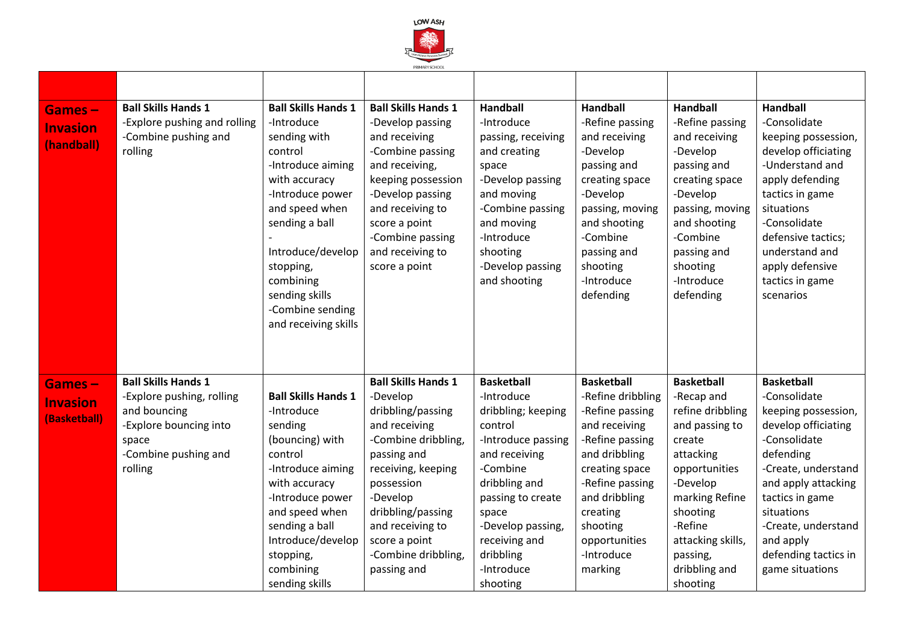| | | | | | | | |
|---|---|---|---|---|---|---|---|
| **Games – Invasion (handball)** | **Ball Skills Hands 1**<br>-Explore pushing and rolling<br>-Combine pushing and rolling | **Ball Skills Hands 1**<br>-Introduce sending with control<br>-Introduce aiming with accuracy<br>-Introduce power and speed when sending a ball<br>-Introduce/develop stopping, combining sending skills<br>-Combine sending and receiving skills | **Ball Skills Hands 1**<br>-Develop passing and receiving<br>-Combine passing and receiving, keeping possession<br>-Develop passing and receiving to score a point<br>-Combine passing and receiving to score a point | **Handball**<br>-Introduce passing, receiving and creating space<br>-Develop passing and moving<br>-Combine passing and moving<br>-Introduce shooting<br>-Develop passing and shooting | **Handball**<br>-Refine passing and receiving<br>-Develop passing and creating space<br>-Develop passing, moving and shooting<br>-Combine passing and shooting<br>-Introduce defending | **Handball**<br>-Refine passing and receiving<br>-Develop passing and creating space<br>-Develop passing, moving and shooting<br>-Combine passing and shooting<br>-Introduce defending | **Handball**<br>-Consolidate keeping possession, develop officiating<br>-Understand and apply defending tactics in game situations<br>-Consolidate defensive tactics; understand and apply defensive tactics in game scenarios |
| **Games – Invasion (Basketball)** | **Ball Skills Hands 1**<br>-Explore pushing, rolling and bouncing<br>-Explore bouncing into space<br>-Combine pushing and rolling | **Ball Skills Hands 1**<br>-Introduce sending (bouncing) with control<br>-Introduce aiming with accuracy<br>-Introduce power and speed when sending a ball<br>Introduce/develop stopping, combining sending skills | **Ball Skills Hands 1**<br>-Develop dribbling/passing and receiving<br>-Combine dribbling, passing and receiving, keeping possession<br>-Develop dribbling/passing and receiving to score a point<br>-Combine dribbling, passing and | **Basketball**<br>-Introduce dribbling; keeping control<br>-Introduce passing and receiving<br>-Combine dribbling and passing to create space<br>-Develop passing, receiving and dribbling<br>-Introduce shooting | **Basketball**<br>-Refine dribbling<br>-Refine passing and receiving<br>-Refine passing and dribbling creating space<br>-Refine passing and dribbling creating shooting opportunities<br>-Introduce marking | **Basketball**<br>-Recap and refine dribbling and passing to create attacking opportunities<br>-Develop marking Refine shooting<br>-Refine attacking skills, passing, dribbling and shooting | **Basketball**<br>-Consolidate keeping possession, develop officiating<br>-Consolidate defending<br>-Create, understand and apply attacking tactics in game situations<br>-Create, understand and apply defending tactics in game situations |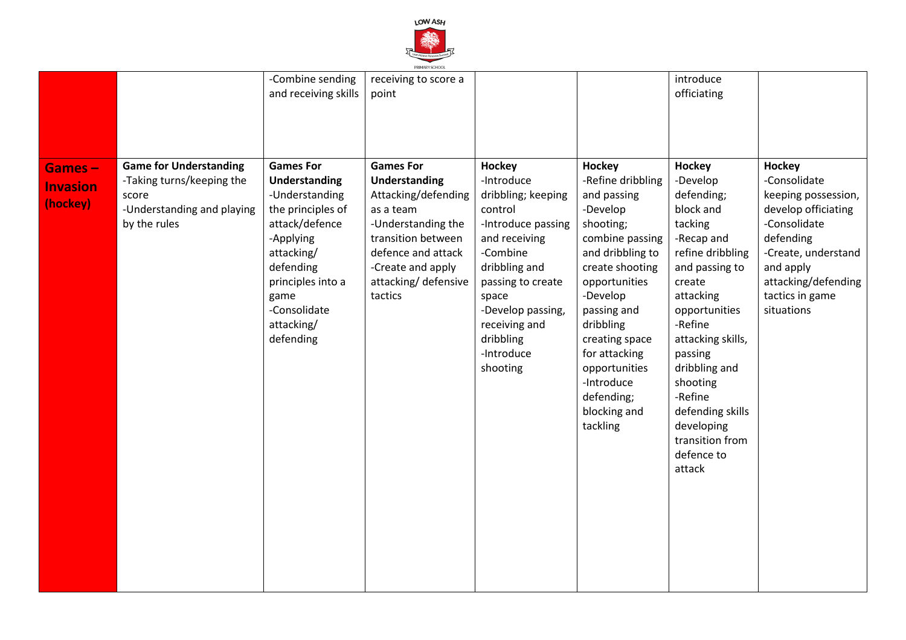| | | | | | | | |
|---|---|---|---|---|---|---|---|
| | | -Combine sending and receiving skills | receiving to score a point | | | introduce officiating | |
| **Games – Invasion (hockey)** | **Game for Understanding**<br>-Taking turns/keeping the score<br>-Understanding and playing by the rules | **Games For Understanding**<br>-Understanding the principles of attack/defence<br>-Applying attacking/ defending principles into a game<br>-Consolidate attacking/ defending | **Games For Understanding**<br>Attacking/defending as a team<br>-Understanding the transition between defence and attack<br>-Create and apply attacking/ defensive tactics | **Hockey**<br>-Introduce dribbling; keeping control<br>-Introduce passing and receiving<br>-Combine dribbling and passing to create space<br>-Develop passing, receiving and dribbling<br>-Introduce shooting | **Hockey**<br>-Refine dribbling and passing<br>-Develop shooting; combine passing and dribbling to create shooting opportunities<br>-Develop passing and dribbling creating space for attacking opportunities<br>-Introduce defending; blocking and tackling | **Hockey**<br>-Develop defending; block and tacking<br>-Recap and refine dribbling and passing to create attacking opportunities<br>-Refine attacking skills, passing dribbling and shooting<br>-Refine defending skills developing transition from defence to attack | **Hockey**<br>-Consolidate keeping possession, develop officiating<br>-Consolidate defending<br>-Create, understand and apply attacking/defending tactics in game situations |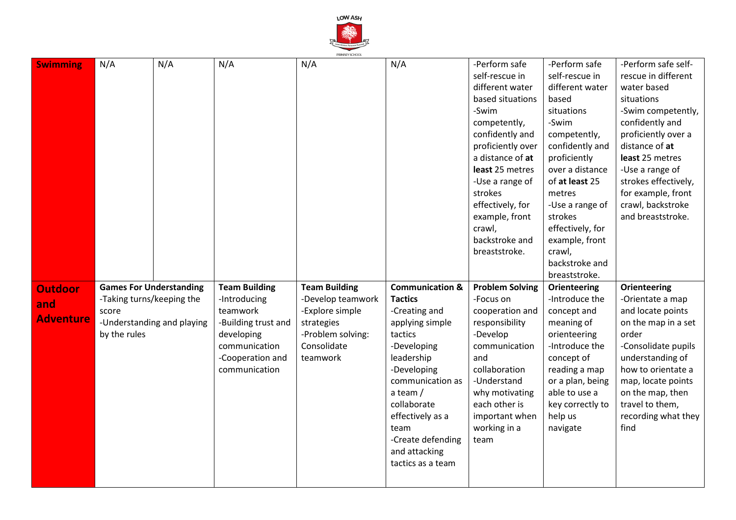| **Swimming** | N/A | N/A | N/A | N/A | N/A | -Perform safe self-rescue in different water based situations<br>-Swim competently, confidently and proficiently over a distance of **at least** 25 metres<br>-Use a range of strokes effectively, for example, front crawl, backstroke and breaststroke. | -Perform safe self-rescue in different water based situations<br>-Swim competently, confidently and proficiently over a distance of **at least** 25 metres<br>-Use a range of strokes effectively, for example, front crawl, backstroke and breaststroke. | -Perform safe self-rescue in different water based situations<br>-Swim competently, confidently and proficiently over a distance of **at least** 25 metres<br>-Use a range of strokes effectively, for example, front crawl, backstroke and breaststroke. |
|---|---|---|---|---|---|---|---|---|
| **Outdoor and Adventure** | **Games For Understanding**<br>-Taking turns/keeping the score<br>-Understanding and playing by the rules | | **Team Building**<br>-Introducing teamwork<br>-Building trust and developing communication<br>-Cooperation and communication | **Team Building**<br>-Develop teamwork<br>-Explore simple strategies<br>-Problem solving: Consolidate teamwork | **Communication & Tactics**<br>-Creating and applying simple tactics<br>-Developing leadership<br>-Developing communication as a team / collaborate effectively as a team<br>-Create defending and attacking tactics as a team | **Problem Solving**<br>-Focus on cooperation and responsibility<br>-Develop communication and collaboration<br>-Understand why motivating each other is important when working in a team | **Orienteering**<br>-Introduce the concept and meaning of orienteering<br>-Introduce the concept of reading a map or a plan, being able to use a key correctly to help us navigate | **Orienteering**<br>-Orientate a map and locate points on the map in a set order<br>-Consolidate pupils understanding of how to orientate a map, locate points on the map, then travel to them, recording what they find |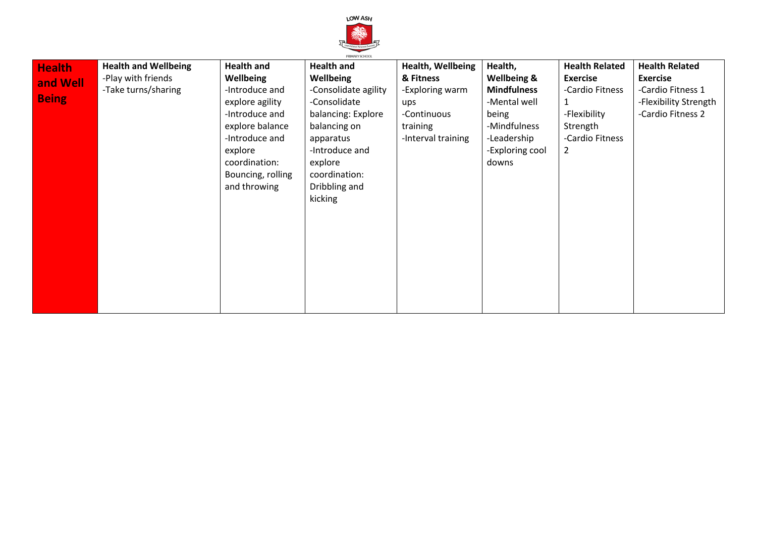| | | | | | | | |
|---|---|---|---|---|---|---|---|
| **Health and Well Being** | **Health and Wellbeing**<br>-Play with friends<br>-Take turns/sharing | **Health and Wellbeing**<br>-Introduce and explore agility<br>-Introduce and explore balance<br>-Introduce and explore coordination: Bouncing, rolling and throwing | **Health and Wellbeing**<br>-Consolidate agility<br>-Consolidate balancing: Explore balancing on apparatus<br>-Introduce and explore coordination: Dribbling and kicking | **Health, Wellbeing & Fitness**<br>-Exploring warm ups<br>-Continuous training<br>-Interval training | **Health, Wellbeing & Mindfulness**<br>-Mental well being<br>-Mindfulness<br>-Leadership<br>-Exploring cool downs | **Health Related Exercise**<br>-Cardio Fitness 1<br>-Flexibility Strength<br>-Cardio Fitness 2 | **Health Related Exercise**<br>-Cardio Fitness 1<br>-Flexibility Strength<br>-Cardio Fitness 2 |